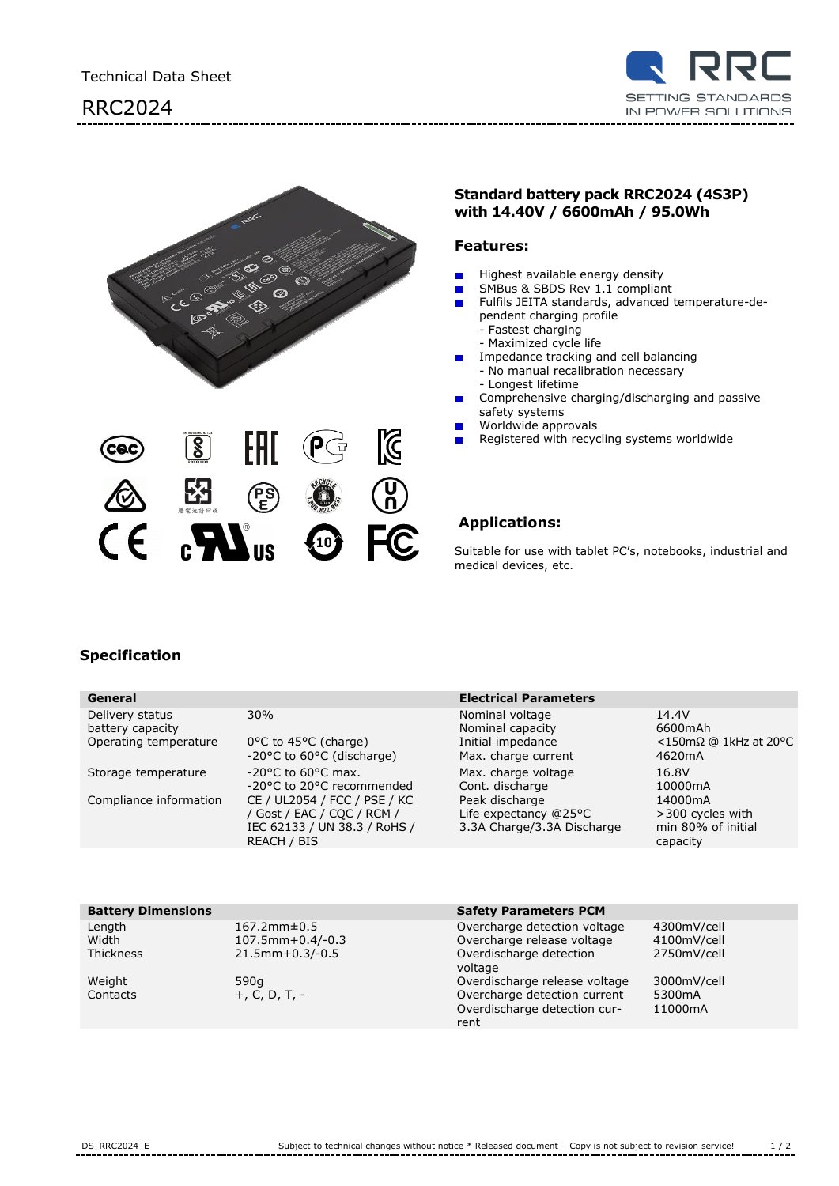# Technical Data Sheet

## RRC2024

**Standard battery pack RRC2024 (4S3P) with 14.40V / 6600mAh / 95.0Wh**

### Features:

- Highest available energy density
- SMBus & SBDS Rev 1.1 compliant
- Fulfils JEITA standards, advanced temperature-dependent charging profile
  - Fastest charging
  - Maximized cycle life
- Impedance tracking and cell balancing
  - No manual recalibration necessary
  - Longest lifetime
- Comprehensive charging/discharging and passive safety systems
- Worldwide approvals
- Registered with recycling systems worldwide

### Applications:

Suitable for use with tablet PC's, notebooks, industrial and medical devices, etc.

## Specification

| General | | Electrical Parameters | |
|---|---|---|---|
| Delivery status battery capacity | 30% | Nominal voltage | 14.4V |
| | | Nominal capacity | 6600mAh |
| Operating temperature | 0°C to 45°C (charge)<br>-20°C to 60°C (discharge) | Initial impedance | <150mΩ @ 1kHz at 20°C |
| | | Max. charge current | 4620mA |
| Storage temperature | -20°C to 60°C max.<br>-20°C to 20°C recommended | Max. charge voltage | 16.8V |
| | | Cont. discharge | 10000mA |
| Compliance information | CE / UL2054 / FCC / PSE / KC / Gost / EAC / CQC / RCM / IEC 62133 / UN 38.3 / RoHS / REACH / BIS | Peak discharge | 14000mA |
| | | Life expectancy @25°C 3.3A Charge/3.3A Discharge | >300 cycles with min 80% of initial capacity |

| Battery Dimensions | | Safety Parameters PCM | |
|---|---|---|---|
| Length | 167.2mm±0.5 | Overcharge detection voltage | 4300mV/cell |
| Width | 107.5mm+0.4/-0.3 | Overcharge release voltage | 4100mV/cell |
| Thickness | 21.5mm+0.3/-0.5 | Overdischarge detection voltage | 2750mV/cell |
| Weight | 590g | Overdischarge release voltage | 3000mV/cell |
| Contacts | +, C, D, T, - | Overcharge detection current | 5300mA |
| | | Overdischarge detection current | 11000mA |

DS_RRC2024_E Subject to technical changes without notice * Released document – Copy is not subject to revision service!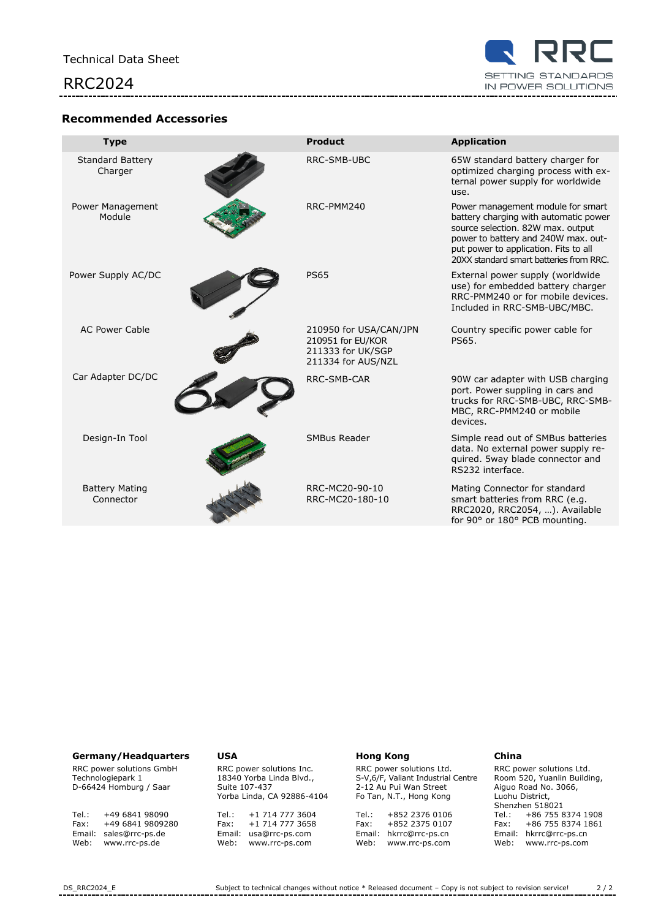## Recommended Accessories

| Type | Product | Application |
|---|---|---|
| Standard Battery Charger | RRC-SMB-UBC | 65W standard battery charger for optimized charging process with external power supply for worldwide use. |
| Power Management Module | RRC-PMM240 | Power management module for smart battery charging with automatic power source selection. 82W max. output power to battery and 240W max. output power to application. Fits to all 20XX standard smart batteries from RRC. |
| Power Supply AC/DC | PS65 | External power supply (worldwide use) for embedded battery charger RRC-PMM240 or for mobile devices. Included in RRC-SMB-UBC/MBC. |
| AC Power Cable | 210950 for USA/CAN/JPN<br>210951 for EU/KOR<br>211333 for UK/SGP<br>211334 for AUS/NZL | Country specific power cable for PS65. |
| Car Adapter DC/DC | RRC-SMB-CAR | 90W car adapter with USB charging port. Power suppling in cars and trucks for RRC-SMB-UBC, RRC-SMB-MBC, RRC-PMM240 or mobile devices. |
| Design-In Tool | SMBus Reader | Simple read out of SMBus batteries data. No external power supply required. 5way blade connector and RS232 interface. |
| Battery Mating Connector | RRC-MC20-90-10<br>RRC-MC20-180-10 | Mating Connector for standard smart batteries from RRC (e.g. RRC2020, RRC2054, …). Available for 90° or 180° PCB mounting. |

**Germany/Headquarters**
RRC power solutions GmbH
Technologiepark 1
D-66424 Homburg / Saar

Tel.: +49 6841 98090
Fax: +49 6841 9809280
Email: sales@rrc-ps.de
Web: www.rrc-ps.de

**USA**
RRC power solutions Inc.
18340 Yorba Linda Blvd.,
Suite 107-437
Yorba Linda, CA 92886-4104

Tel.: +1 714 777 3604
Fax: +1 714 777 3658
Email: usa@rrc-ps.com
Web: www.rrc-ps.com

**Hong Kong**
RRC power solutions Ltd.
S-V,6/F, Valiant Industrial Centre
2-12 Au Pui Wan Street
Fo Tan, N.T., Hong Kong

Tel.: +852 2376 0106
Fax: +852 2375 0107
Email: hkrrc@rrc-ps.cn
Web: www.rrc-ps.com

**China**
RRC power solutions Ltd.
Room 520, Yuanlin Building,
Aiguo Road No. 3066,
Luohu District,
Shenzhen 518021

Tel.: +86 755 8374 1908
Fax: +86 755 8374 1861
Email: hkrrc@rrc-ps.cn
Web: www.rrc-ps.com

DS_RRC2024_E — Subject to technical changes without notice * Released document – Copy is not subject to revision service!